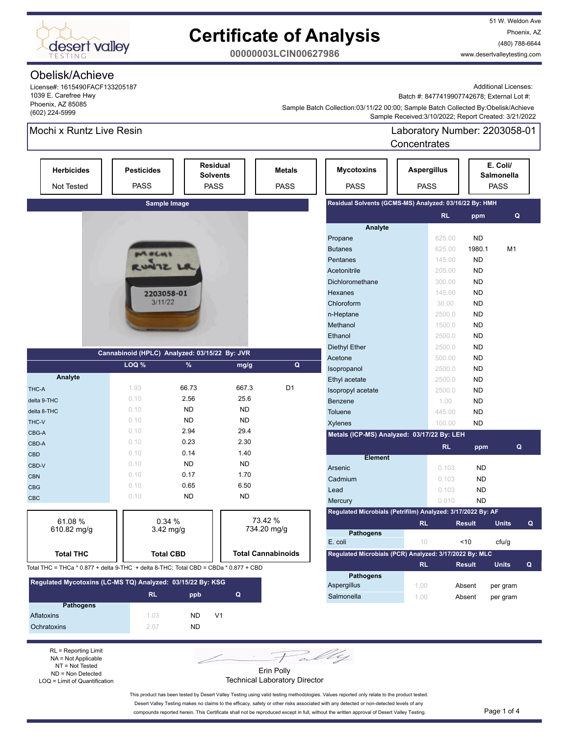# Certificate of Analysis

**00000003LCIN00627986**

desert valley TESTING

51 W. Weldon Ave
Phoenix, AZ
(480) 788-6644
www.desertvalleytesting.com

## Obelisk/Achieve

License#: 1615490FACF133205187
1039 E. Carefree Hwy
Phoenix, AZ 85085
(602) 224-5999

Additional Licenses:
Batch #: 8477419907742678; External Lot #:
Sample Batch Collection:03/11/22 00:00; Sample Batch Collected By:Obelisk/Achieve
Sample Received:3/10/2022; Report Created: 3/21/2022

## Mochi x Runtz Live Resin

Laboratory Number: 2203058-01
Concentrates

| Herbicides | Pesticides | Residual Solvents | Metals | Mycotoxins | Aspergillus | E. Coli/ Salmonella |
|---|---|---|---|---|---|---|
| Not Tested | PASS | PASS | PASS | PASS | PASS | PASS |

**Sample Image**

### Cannabinoid (HPLC) Analyzed: 03/15/22 By: JVR

| Analyte | LOQ % | % | mg/g | Q |
|---|---|---|---|---|
| THC-A | 1.93 | 66.73 | 667.3 | D1 |
| delta 9-THC | 0.10 | 2.56 | 25.6 | |
| delta 8-THC | 0.10 | ND | ND | |
| THC-V | 0.10 | ND | ND | |
| CBG-A | 0.10 | 2.94 | 29.4 | |
| CBD-A | 0.10 | 0.23 | 2.30 | |
| CBD | 0.10 | 0.14 | 1.40 | |
| CBD-V | 0.10 | ND | ND | |
| CBN | 0.10 | 0.17 | 1.70 | |
| CBG | 0.10 | 0.65 | 6.50 | |
| CBC | 0.10 | ND | ND | |

| Total THC | Total CBD | Total Cannabinoids |
|---|---|---|
| 61.08 % 610.82 mg/g | 0.34 % 3.42 mg/g | 73.42 % 734.20 mg/g |

Total THC = THCa * 0.877 + delta 9-THC + delta 8-THC; Total CBD = CBDa * 0.877 + CBD

### Regulated Mycotoxins (LC-MS TQ) Analyzed: 03/15/22 By: KSG

| Pathogens | RL | ppb | Q |
|---|---|---|---|
| Aflatoxins | 1.03 | ND | V1 |
| Ochratoxins | 2.07 | ND | |

### Residual Solvents (GCMS-MS) Analyzed: 03/16/22 By: HMH

| Analyte | RL | ppm | Q |
|---|---|---|---|
| Propane | 625.00 | ND | |
| Butanes | 625.00 | 1980.1 | M1 |
| Pentanes | 145.00 | ND | |
| Acetonitrile | 205.00 | ND | |
| Dichloromethane | 300.00 | ND | |
| Hexanes | 145.00 | ND | |
| Chloroform | 30.00 | ND | |
| n-Heptane | 2500.0 | ND | |
| Methanol | 1500.0 | ND | |
| Ethanol | 2500.0 | ND | |
| Diethyl Ether | 2500.0 | ND | |
| Acetone | 500.00 | ND | |
| Isopropanol | 2500.0 | ND | |
| Ethyl acetate | 2500.0 | ND | |
| Isopropyl acetate | 2500.0 | ND | |
| Benzene | 1.00 | ND | |
| Toluene | 445.00 | ND | |
| Xylenes | 100.00 | ND | |

### Metals (ICP-MS) Analyzed: 03/17/22 By: LEH

| Element | RL | ppm | Q |
|---|---|---|---|
| Arsenic | 0.103 | ND | |
| Cadmium | 0.103 | ND | |
| Lead | 0.103 | ND | |
| Mercury | 0.010 | ND | |

### Regulated Microbials (Petrifilm) Analyzed: 3/17/2022 By: AF

| Pathogens | RL | Result | Units | Q |
|---|---|---|---|---|
| E. coli | 10 | <10 | cfu/g | |

### Regulated Microbials (PCR) Analyzed: 3/17/2022 By: MLC

| Pathogens | RL | Result | Units | Q |
|---|---|---|---|---|
| Aspergillus | 1.00 | Absent | per gram | |
| Salmonella | 1.00 | Absent | per gram | |

RL = Reporting Limit
NA = Not Applicable
NT = Not Tested
ND = Non Detected
LOQ = Limit of Quantification

Erin Polly
Technical Laboratory Director

This product has been tested by Desert Valley Testing using valid testing methodologies. Values reported only relate to the product tested. Desert Valley Testing makes no claims to the efficacy, safety or other risks associated with any detected or non-detected levels of any compounds reported herein. This Certificate shall not be reproduced except in full, without the written approval of Desert Valley Testing.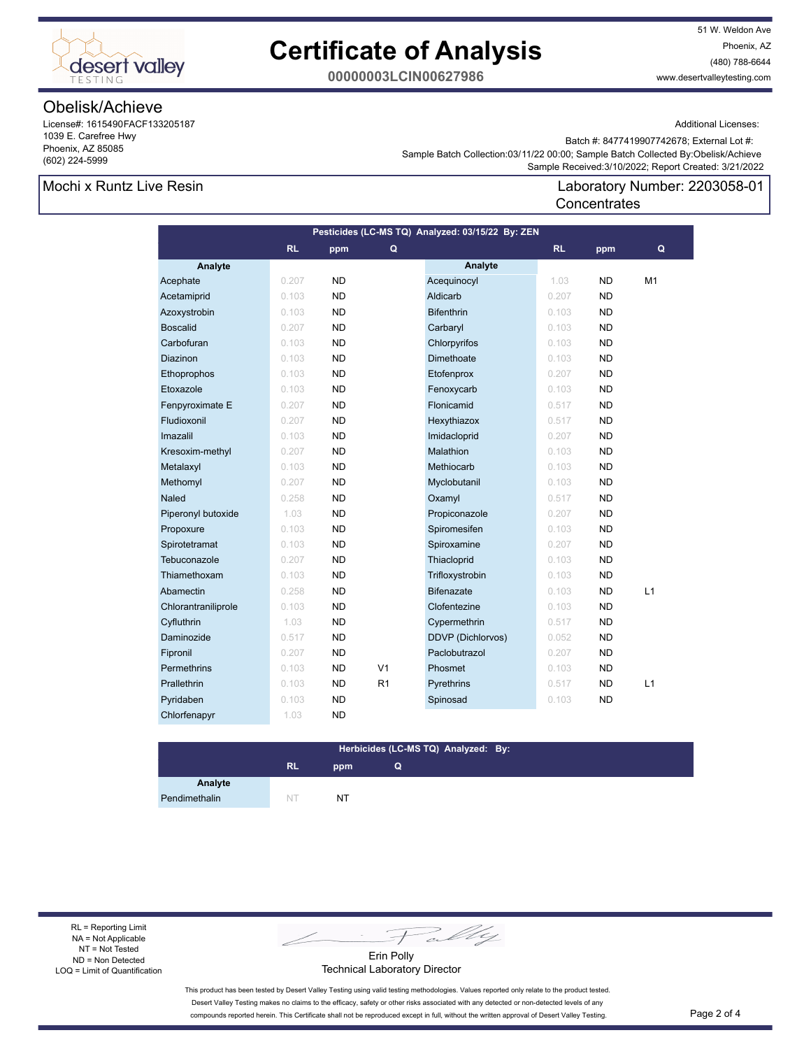# Certificate of Analysis

**00000003LCIN00627986**

51 W. Weldon Ave
Phoenix, AZ
(480) 788-6644
www.desertvalleytesting.com

## Obelisk/Achieve

License#: 1615490FACF133205187
1039 E. Carefree Hwy
Phoenix, AZ 85085
(602) 224-5999

Additional Licenses:

Batch #: 8477419907742678; External Lot #:
Sample Batch Collection:03/11/22 00:00; Sample Batch Collected By:Obelisk/Achieve
Sample Received:3/10/2022; Report Created: 3/21/2022

**Mochi x Runtz Live Resin**

Laboratory Number: 2203058-01
Concentrates

### Pesticides (LC-MS TQ) Analyzed: 03/15/22 By: ZEN

| Analyte | RL | ppm | Q | Analyte | RL | ppm | Q |
|---|---|---|---|---|---|---|---|
| Acephate | 0.207 | ND | | Acequinocyl | 1.03 | ND | M1 |
| Acetamiprid | 0.103 | ND | | Aldicarb | 0.207 | ND | |
| Azoxystrobin | 0.103 | ND | | Bifenthrin | 0.103 | ND | |
| Boscalid | 0.207 | ND | | Carbaryl | 0.103 | ND | |
| Carbofuran | 0.103 | ND | | Chlorpyrifos | 0.103 | ND | |
| Diazinon | 0.103 | ND | | Dimethoate | 0.103 | ND | |
| Ethoprophos | 0.103 | ND | | Etofenprox | 0.207 | ND | |
| Etoxazole | 0.103 | ND | | Fenoxycarb | 0.103 | ND | |
| Fenpyroximate E | 0.207 | ND | | Flonicamid | 0.517 | ND | |
| Fludioxonil | 0.207 | ND | | Hexythiazox | 0.517 | ND | |
| Imazalil | 0.103 | ND | | Imidacloprid | 0.207 | ND | |
| Kresoxim-methyl | 0.207 | ND | | Malathion | 0.103 | ND | |
| Metalaxyl | 0.103 | ND | | Methiocarb | 0.103 | ND | |
| Methomyl | 0.207 | ND | | Myclobutanil | 0.103 | ND | |
| Naled | 0.258 | ND | | Oxamyl | 0.517 | ND | |
| Piperonyl butoxide | 1.03 | ND | | Propiconazole | 0.207 | ND | |
| Propoxure | 0.103 | ND | | Spiromesifen | 0.103 | ND | |
| Spirotetramat | 0.103 | ND | | Spiroxamine | 0.207 | ND | |
| Tebuconazole | 0.207 | ND | | Thiacloprid | 0.103 | ND | |
| Thiamethoxam | 0.103 | ND | | Trifloxystrobin | 0.103 | ND | |
| Abamectin | 0.258 | ND | | Bifenazate | 0.103 | ND | L1 |
| Chlorantraniliprole | 0.103 | ND | | Clofentezine | 0.103 | ND | |
| Cyfluthrin | 1.03 | ND | | Cypermethrin | 0.517 | ND | |
| Daminozide | 0.517 | ND | | DDVP (Dichlorvos) | 0.052 | ND | |
| Fipronil | 0.207 | ND | | Paclobutrazol | 0.207 | ND | |
| Permethrins | 0.103 | ND | V1 | Phosmet | 0.103 | ND | |
| Prallethrin | 0.103 | ND | R1 | Pyrethrins | 0.517 | ND | L1 |
| Pyridaben | 0.103 | ND | | Spinosad | 0.103 | ND | |
| Chlorfenapyr | 1.03 | ND | | | | | |

### Herbicides (LC-MS TQ) Analyzed: By:

| Analyte | RL | ppm | Q |
|---|---|---|---|
| Pendimethalin | NT | NT | |

RL = Reporting Limit
NA = Not Applicable
NT = Not Tested
ND = Non Detected
LOQ = Limit of Quantification

Erin Polly
Technical Laboratory Director

This product has been tested by Desert Valley Testing using valid testing methodologies. Values reported only relate to the product tested. Desert Valley Testing makes no claims to the efficacy, safety or other risks associated with any detected or non-detected levels of any compounds reported herein. This Certificate shall not be reproduced except in full, without the written approval of Desert Valley Testing.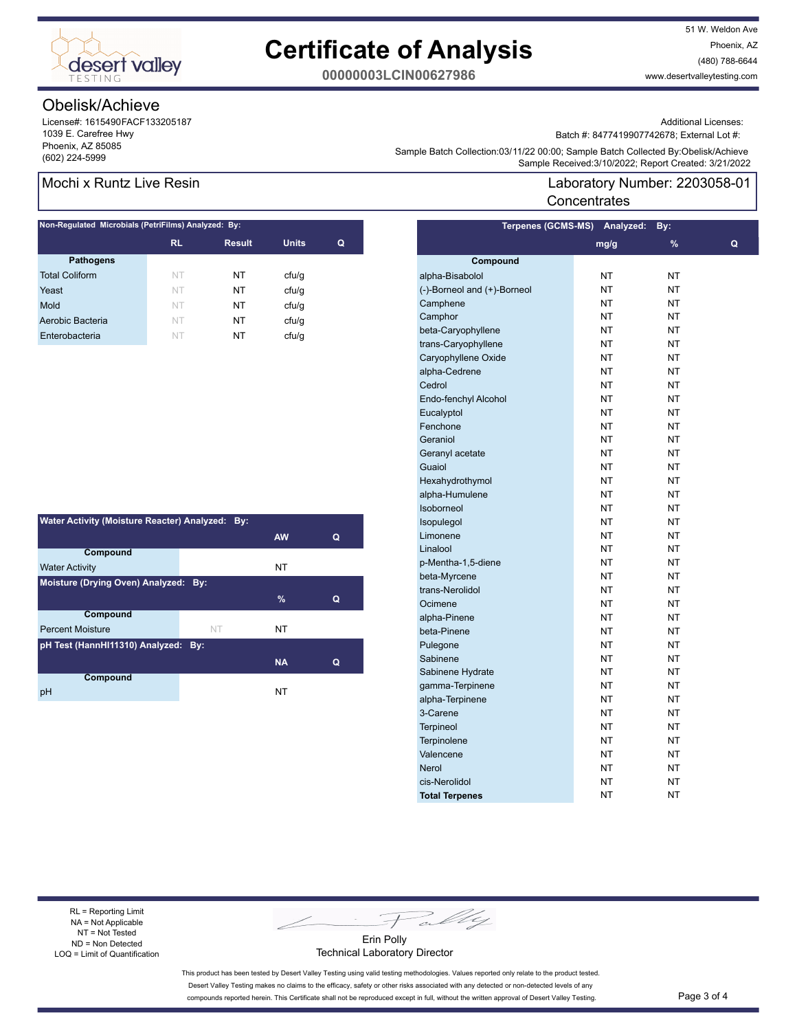# Certificate of Analysis

**00000003LCIN00627986**

51 W. Weldon Ave
Phoenix, AZ
(480) 788-6644
www.desertvalleytesting.com

## Obelisk/Achieve

License#: 1615490FACF133205187
1039 E. Carefree Hwy
Phoenix, AZ 85085
(602) 224-5999

Additional Licenses:
Batch #: 8477419907742678; External Lot #:
Sample Batch Collection:03/11/22 00:00; Sample Batch Collected By:Obelisk/Achieve
Sample Received:3/10/2022; Report Created: 3/21/2022

## Mochi x Runtz Live Resin

Laboratory Number: 2203058-01
Concentrates

### Non-Regulated Microbials (PetriFilms) Analyzed: By:

| Pathogens | RL | Result | Units | Q |
|---|---|---|---|---|
| Total Coliform | NT | NT | cfu/g | |
| Yeast | NT | NT | cfu/g | |
| Mold | NT | NT | cfu/g | |
| Aerobic Bacteria | NT | NT | cfu/g | |
| Enterobacteria | NT | NT | cfu/g | |

### Terpenes (GCMS-MS) Analyzed: By:

| Compound | mg/g | % | Q |
|---|---|---|---|
| alpha-Bisabolol | NT | NT | |
| (-)-Borneol and (+)-Borneol | NT | NT | |
| Camphene | NT | NT | |
| Camphor | NT | NT | |
| beta-Caryophyllene | NT | NT | |
| trans-Caryophyllene | NT | NT | |
| Caryophyllene Oxide | NT | NT | |
| alpha-Cedrene | NT | NT | |
| Cedrol | NT | NT | |
| Endo-fenchyl Alcohol | NT | NT | |
| Eucalyptol | NT | NT | |
| Fenchone | NT | NT | |
| Geraniol | NT | NT | |
| Geranyl acetate | NT | NT | |
| Guaiol | NT | NT | |
| Hexahydrothymol | NT | NT | |
| alpha-Humulene | NT | NT | |
| Isoborneol | NT | NT | |
| Isopulegol | NT | NT | |
| Limonene | NT | NT | |
| Linalool | NT | NT | |
| p-Mentha-1,5-diene | NT | NT | |
| beta-Myrcene | NT | NT | |
| trans-Nerolidol | NT | NT | |
| Ocimene | NT | NT | |
| alpha-Pinene | NT | NT | |
| beta-Pinene | NT | NT | |
| Pulegone | NT | NT | |
| Sabinene | NT | NT | |
| Sabinene Hydrate | NT | NT | |
| gamma-Terpinene | NT | NT | |
| alpha-Terpinene | NT | NT | |
| 3-Carene | NT | NT | |
| Terpineol | NT | NT | |
| Terpinolene | NT | NT | |
| Valencene | NT | NT | |
| Nerol | NT | NT | |
| cis-Nerolidol | NT | NT | |
| **Total Terpenes** | NT | NT | |

### Water Activity (Moisture Reacter) Analyzed: By:

| Compound | | AW | Q |
|---|---|---|---|
| Water Activity | | NT | |

### Moisture (Drying Oven) Analyzed: By:

| Compound | | % | Q |
|---|---|---|---|
| Percent Moisture | NT | NT | |

### pH Test (HannHI11310) Analyzed: By:

| Compound | | NA | Q |
|---|---|---|---|
| pH | | NT | |

RL = Reporting Limit
NA = Not Applicable
NT = Not Tested
ND = Non Detected
LOQ = Limit of Quantification

Erin Polly
Technical Laboratory Director

This product has been tested by Desert Valley Testing using valid testing methodologies. Values reported only relate to the product tested. Desert Valley Testing makes no claims to the efficacy, safety or other risks associated with any detected or non-detected levels of any compounds reported herein. This Certificate shall not be reproduced except in full, without the written approval of Desert Valley Testing.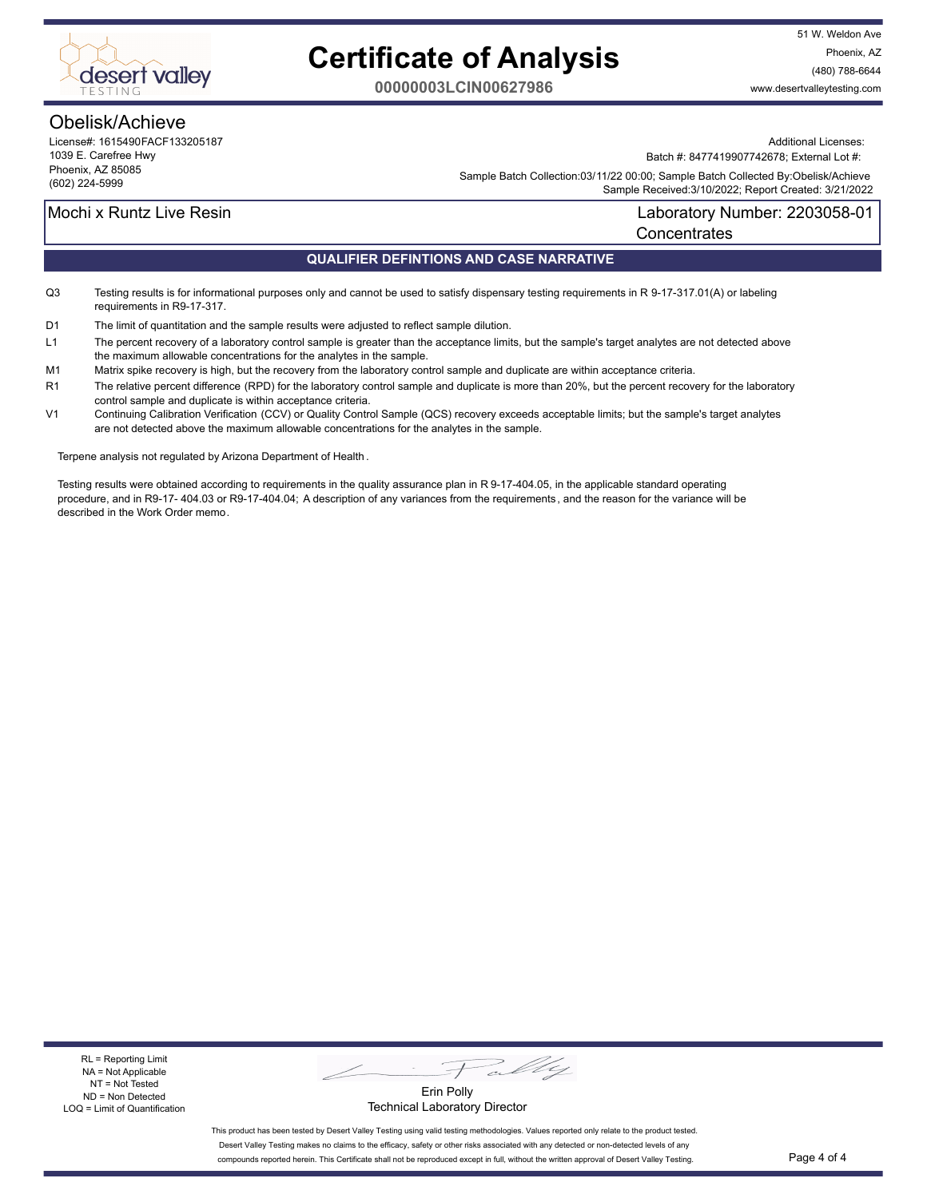# Certificate of Analysis

**00000003LCIN00627986**

51 W. Weldon Ave
Phoenix, AZ
(480) 788-6644
www.desertvalleytesting.com

## Obelisk/Achieve

License#: 1615490FACF133205187
1039 E. Carefree Hwy
Phoenix, AZ 85085
(602) 224-5999

Additional Licenses:
Batch #: 8477419907742678; External Lot #:
Sample Batch Collection:03/11/22 00:00; Sample Batch Collected By:Obelisk/Achieve
Sample Received:3/10/2022; Report Created: 3/21/2022

### Mochi x Runtz Live Resin

Laboratory Number: 2203058-01
Concentrates

## QUALIFIER DEFINTIONS AND CASE NARRATIVE

| | |
|---|---|
| Q3 | Testing results is for informational purposes only and cannot be used to satisfy dispensary testing requirements in R 9-17-317.01(A) or labeling requirements in R9-17-317. |
| D1 | The limit of quantitation and the sample results were adjusted to reflect sample dilution. |
| L1 | The percent recovery of a laboratory control sample is greater than the acceptance limits, but the sample's target analytes are not detected above the maximum allowable concentrations for the analytes in the sample. |
| M1 | Matrix spike recovery is high, but the recovery from the laboratory control sample and duplicate are within acceptance criteria. |
| R1 | The relative percent difference (RPD) for the laboratory control sample and duplicate is more than 20%, but the percent recovery for the laboratory control sample and duplicate is within acceptance criteria. |
| V1 | Continuing Calibration Verification (CCV) or Quality Control Sample (QCS) recovery exceeds acceptable limits; but the sample's target analytes are not detected above the maximum allowable concentrations for the analytes in the sample. |

Terpene analysis not regulated by Arizona Department of Health.

Testing results were obtained according to requirements in the quality assurance plan in R 9-17-404.05, in the applicable standard operating procedure, and in R9-17- 404.03 or R9-17-404.04; A description of any variances from the requirements, and the reason for the variance will be described in the Work Order memo.

RL = Reporting Limit
NA = Not Applicable
NT = Not Tested
ND = Non Detected
LOQ = Limit of Quantification

Erin Polly
Technical Laboratory Director

This product has been tested by Desert Valley Testing using valid testing methodologies. Values reported only relate to the product tested. Desert Valley Testing makes no claims to the efficacy, safety or other risks associated with any detected or non-detected levels of any compounds reported herein. This Certificate shall not be reproduced except in full, without the written approval of Desert Valley Testing.